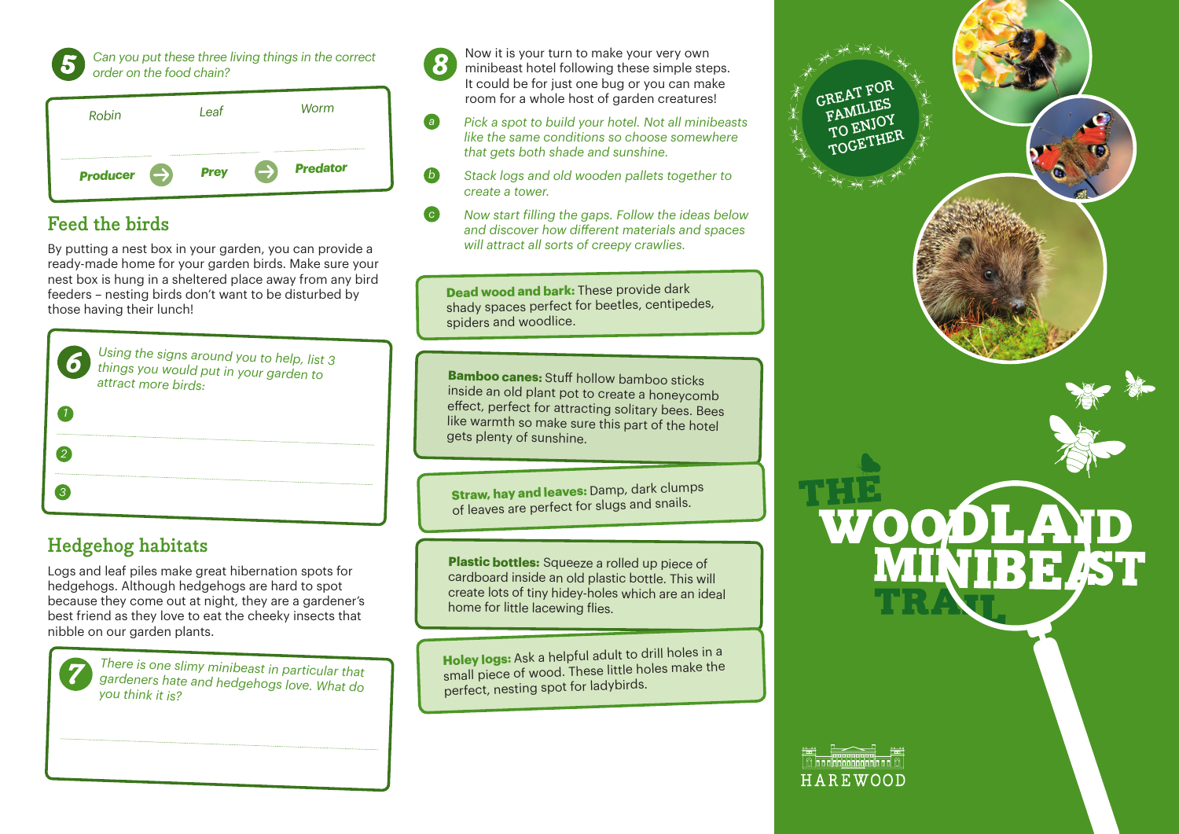**5** *Can you put these three living things in the correct order on the food chain?*

| Robin | Leaf | Worm |
|---|---|---|
| ........ | ........ | ........ |
| ***Producer*** → | ***Prey*** → | ***Predator*** |

## Feed the birds

By putting a nest box in your garden, you can provide a ready-made home for your garden birds. Make sure your nest box is hung in a sheltered place away from any bird feeders – nesting birds don't want to be disturbed by those having their lunch!

**6** *Using the signs around you to help, list 3 things you would put in your garden to attract more birds:*

*1* ........

*2* ........

*3* ........

## Hedgehog habitats

Logs and leaf piles make great hibernation spots for hedgehogs. Although hedgehogs are hard to spot because they come out at night, they are a gardener's best friend as they love to eat the cheeky insects that nibble on our garden plants.

**7** *There is one slimy minibeast in particular that gardeners hate and hedgehogs love. What do you think it is?*

........

**8** Now it is your turn to make your very own minibeast hotel following these simple steps. It could be for just one bug or you can make room for a whole host of garden creatures!

*a* *Pick a spot to build your hotel. Not all minibeasts like the same conditions so choose somewhere that gets both shade and sunshine.*

*b* *Stack logs and old wooden pallets together to create a tower.*

*c* *Now start filling the gaps. Follow the ideas below and discover how different materials and spaces will attract all sorts of creepy crawlies.*

**Dead wood and bark:** These provide dark shady spaces perfect for beetles, centipedes, spiders and woodlice.

**Bamboo canes:** Stuff hollow bamboo sticks inside an old plant pot to create a honeycomb effect, perfect for attracting solitary bees. Bees like warmth so make sure this part of the hotel gets plenty of sunshine.

**Straw, hay and leaves:** Damp, dark clumps of leaves are perfect for slugs and snails.

**Plastic bottles:** Squeeze a rolled up piece of cardboard inside an old plastic bottle. This will create lots of tiny hidey-holes which are an ideal home for little lacewing flies.

**Holey logs:** Ask a helpful adult to drill holes in a small piece of wood. These little holes make the perfect, nesting spot for ladybirds.

GREAT FOR FAMILIES TO ENJOY TOGETHER

# THE WOODLAND MINIBEAST TRAIL

HAREWOOD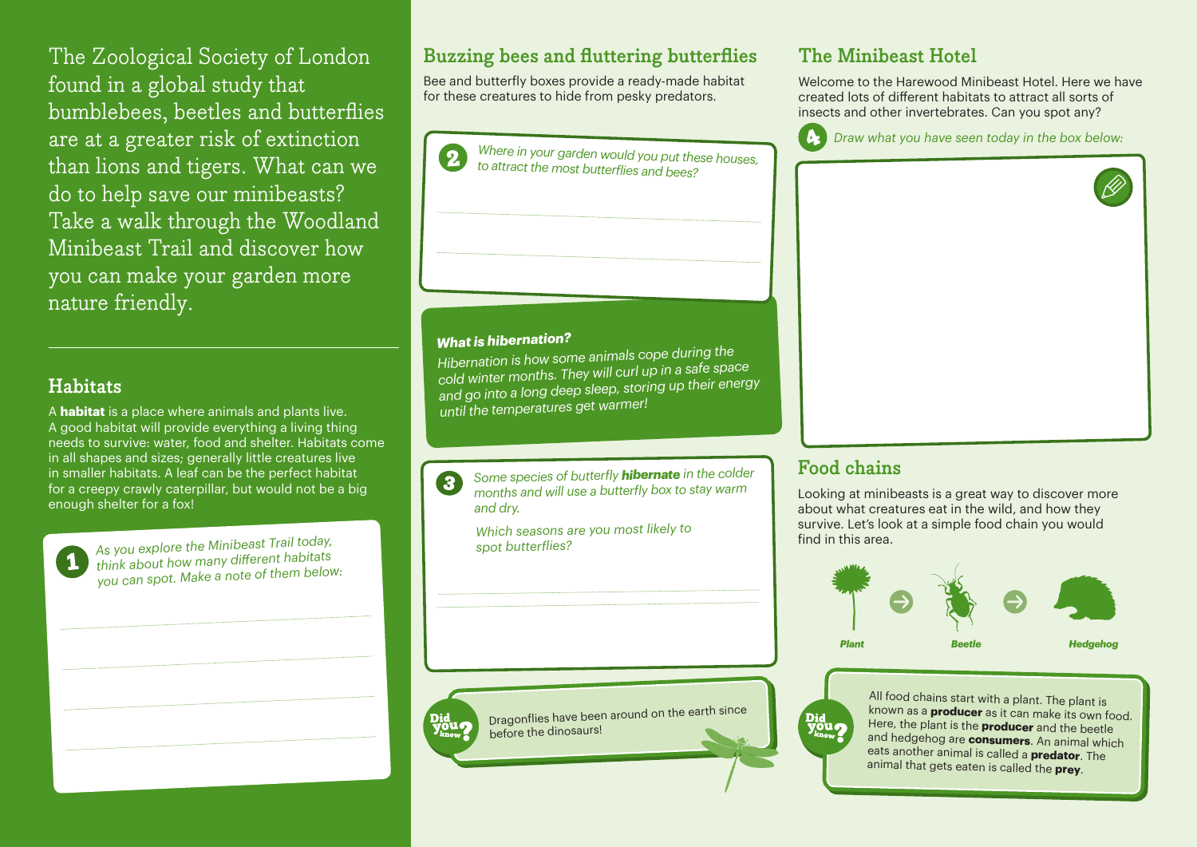The Zoological Society of London found in a global study that bumblebees, beetles and butterflies are at a greater risk of extinction than lions and tigers. What can we do to help save our minibeasts? Take a walk through the Woodland Minibeast Trail and discover how you can make your garden more nature friendly.

## Habitats

A **habitat** is a place where animals and plants live. A good habitat will provide everything a living thing needs to survive: water, food and shelter. Habitats come in all shapes and sizes; generally little creatures live in smaller habitats. A leaf can be the perfect habitat for a creepy crawly caterpillar, but would not be a big enough shelter for a fox!

**1** *As you explore the Minibeast Trail today, think about how many different habitats you can spot. Make a note of them below:*

## Buzzing bees and fluttering butterflies

Bee and butterfly boxes provide a ready-made habitat for these creatures to hide from pesky predators.

**2** *Where in your garden would you put these houses, to attract the most butterflies and bees?*

***What is hibernation?***

*Hibernation is how some animals cope during the cold winter months. They will curl up in a safe space and go into a long deep sleep, storing up their energy until the temperatures get warmer!*

**3** *Some species of butterfly **hibernate** in the colder months and will use a butterfly box to stay warm and dry.*

*Which seasons are you most likely to spot butterflies?*

**Did you know?** Dragonflies have been around on the earth since before the dinosaurs!

## The Minibeast Hotel

Welcome to the Harewood Minibeast Hotel. Here we have created lots of different habitats to attract all sorts of insects and other invertebrates. Can you spot any?

**4** *Draw what you have seen today in the box below:*

## Food chains

Looking at minibeasts is a great way to discover more about what creatures eat in the wild, and how they survive. Let's look at a simple food chain you would find in this area.

*Plant* → *Beetle* → *Hedgehog*

**Did you know?** All food chains start with a plant. The plant is known as a **producer** as it can make its own food. Here, the plant is the **producer** and the beetle and hedgehog are **consumers**. An animal which eats another animal is called a **predator**. The animal that gets eaten is called the **prey**.